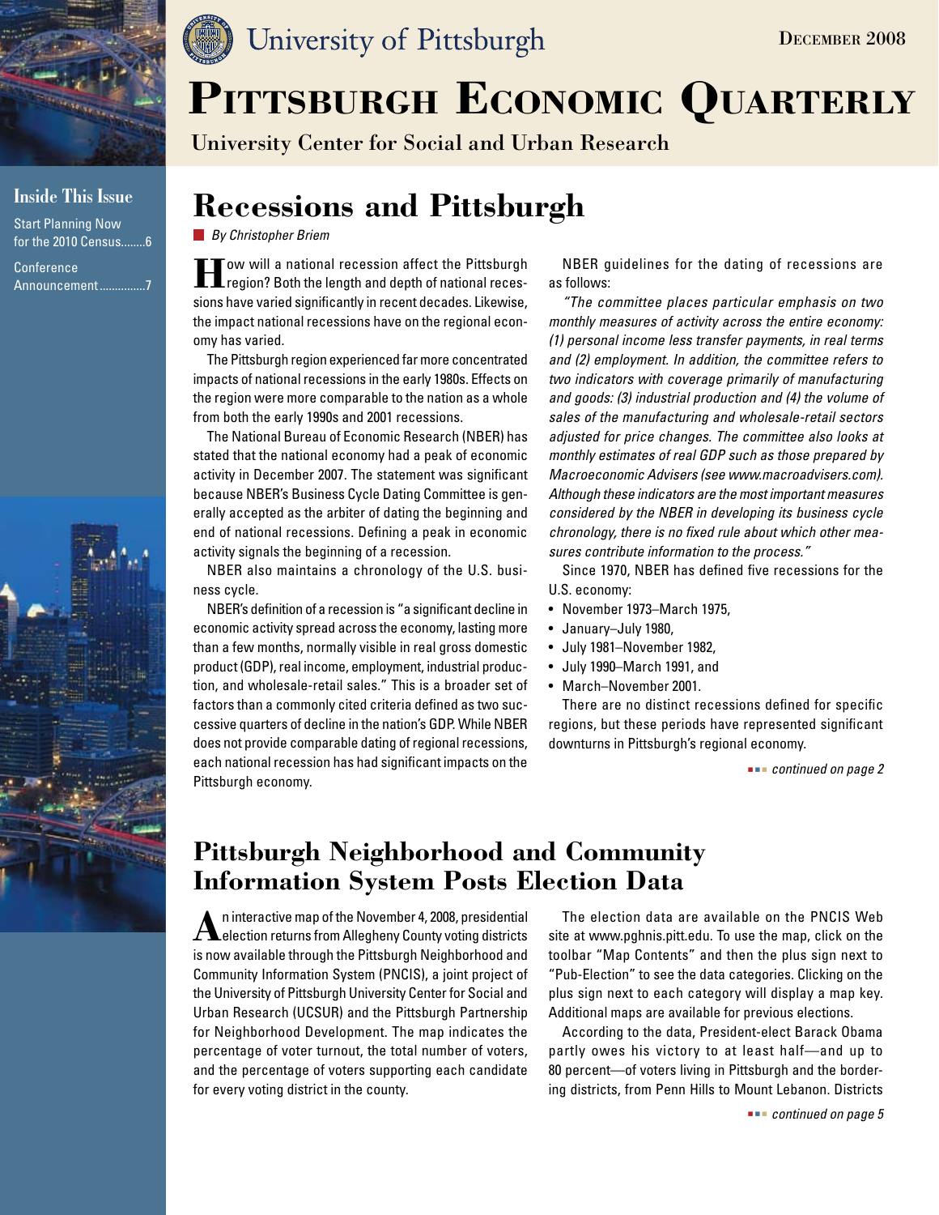University of Pittsburgh

December 2008

# Pittsburgh Economic Quarterly

University Center for Social and Urban Research

**Inside This Issue**

Start Planning Now for the 2010 Census........6

Conference Announcement...............7

## Recessions and Pittsburgh

*By Christopher Briem*

How will a national recession affect the Pittsburgh region? Both the length and depth of national recessions have varied significantly in recent decades. Likewise, the impact national recessions have on the regional economy has varied.

The Pittsburgh region experienced far more concentrated impacts of national recessions in the early 1980s. Effects on the region were more comparable to the nation as a whole from both the early 1990s and 2001 recessions.

The National Bureau of Economic Research (NBER) has stated that the national economy had a peak of economic activity in December 2007. The statement was significant because NBER's Business Cycle Dating Committee is generally accepted as the arbiter of dating the beginning and end of national recessions. Defining a peak in economic activity signals the beginning of a recession.

NBER also maintains a chronology of the U.S. business cycle.

NBER's definition of a recession is "a significant decline in economic activity spread across the economy, lasting more than a few months, normally visible in real gross domestic product (GDP), real income, employment, industrial production, and wholesale-retail sales." This is a broader set of factors than a commonly cited criteria defined as two successive quarters of decline in the nation's GDP. While NBER does not provide comparable dating of regional recessions, each national recession has had significant impacts on the Pittsburgh economy.

NBER guidelines for the dating of recessions are as follows:

*"The committee places particular emphasis on two monthly measures of activity across the entire economy: (1) personal income less transfer payments, in real terms and (2) employment. In addition, the committee refers to two indicators with coverage primarily of manufacturing and goods: (3) industrial production and (4) the volume of sales of the manufacturing and wholesale-retail sectors adjusted for price changes. The committee also looks at monthly estimates of real GDP such as those prepared by Macroeconomic Advisers (see www.macroadvisers.com). Although these indicators are the most important measures considered by the NBER in developing its business cycle chronology, there is no fixed rule about which other measures contribute information to the process."*

Since 1970, NBER has defined five recessions for the U.S. economy:

- November 1973–March 1975,
- January–July 1980,
- July 1981–November 1982,
- July 1990–March 1991, and
- March–November 2001.

There are no distinct recessions defined for specific regions, but these periods have represented significant downturns in Pittsburgh's regional economy.

*continued on page 2*

## Pittsburgh Neighborhood and Community Information System Posts Election Data

An interactive map of the November 4, 2008, presidential election returns from Allegheny County voting districts is now available through the Pittsburgh Neighborhood and Community Information System (PNCIS), a joint project of the University of Pittsburgh University Center for Social and Urban Research (UCSUR) and the Pittsburgh Partnership for Neighborhood Development. The map indicates the percentage of voter turnout, the total number of voters, and the percentage of voters supporting each candidate for every voting district in the county.

The election data are available on the PNCIS Web site at www.pghnis.pitt.edu. To use the map, click on the toolbar "Map Contents" and then the plus sign next to "Pub-Election" to see the data categories. Clicking on the plus sign next to each category will display a map key. Additional maps are available for previous elections.

According to the data, President-elect Barack Obama partly owes his victory to at least half—and up to 80 percent—of voters living in Pittsburgh and the bordering districts, from Penn Hills to Mount Lebanon. Districts

*continued on page 5*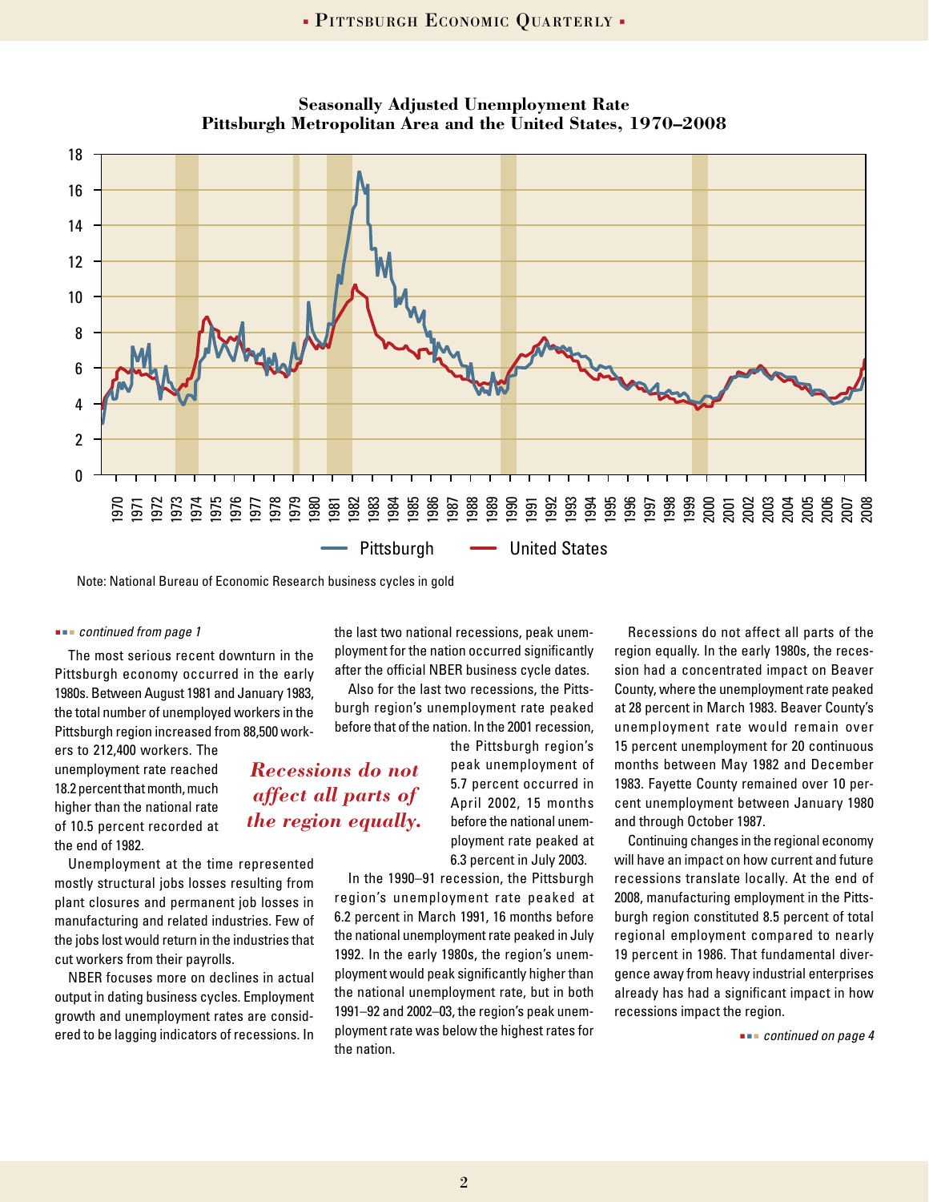**Seasonally Adjusted Unemployment Rate**
**Pittsburgh Metropolitan Area and the United States, 1970–2008**

Note: National Bureau of Economic Research business cycles in gold

*continued from page 1*

The most serious recent downturn in the Pittsburgh economy occurred in the early 1980s. Between August 1981 and January 1983, the total number of unemployed workers in the Pittsburgh region increased from 88,500 workers to 212,400 workers. The unemployment rate reached 18.2 percent that month, much higher than the national rate of 10.5 percent recorded at the end of 1982.

Unemployment at the time represented mostly structural jobs losses resulting from plant closures and permanent job losses in manufacturing and related industries. Few of the jobs lost would return in the industries that cut workers from their payrolls.

NBER focuses more on declines in actual output in dating business cycles. Employment growth and unemployment rates are considered to be lagging indicators of recessions. In the last two national recessions, peak unemployment for the nation occurred significantly after the official NBER business cycle dates.

Also for the last two recessions, the Pittsburgh region's unemployment rate peaked before that of the nation. In the 2001 recession, the Pittsburgh region's peak unemployment of 5.7 percent occurred in April 2002, 15 months before the national unemployment rate peaked at 6.3 percent in July 2003.

*Recessions do not affect all parts of the region equally.*

In the 1990–91 recession, the Pittsburgh region's unemployment rate peaked at 6.2 percent in March 1991, 16 months before the national unemployment rate peaked in July 1992. In the early 1980s, the region's unemployment would peak significantly higher than the national unemployment rate, but in both 1991–92 and 2002–03, the region's peak unemployment rate was below the highest rates for the nation.

Recessions do not affect all parts of the region equally. In the early 1980s, the recession had a concentrated impact on Beaver County, where the unemployment rate peaked at 28 percent in March 1983. Beaver County's unemployment rate would remain over 15 percent unemployment for 20 continuous months between May 1982 and December 1983. Fayette County remained over 10 percent unemployment between January 1980 and through October 1987.

Continuing changes in the regional economy will have an impact on how current and future recessions translate locally. At the end of 2008, manufacturing employment in the Pittsburgh region constituted 8.5 percent of total regional employment compared to nearly 19 percent in 1986. That fundamental divergence away from heavy industrial enterprises already has had a significant impact in how recessions impact the region.

*continued on page 4*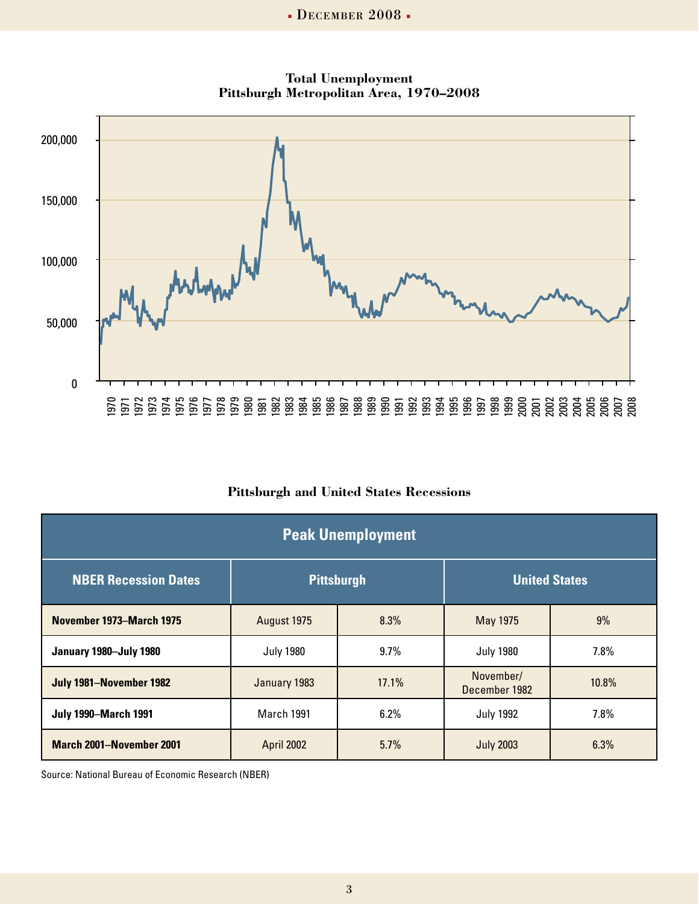**Total Unemployment**
**Pittsburgh Metropolitan Area, 1970–2008**

**Pittsburgh and United States Recessions**

| Peak Unemployment | | | | |
|---|---|---|---|---|
| **NBER Recession Dates** | **Pittsburgh** | | **United States** | |
| **November 1973–March 1975** | August 1975 | 8.3% | May 1975 | 9% |
| **January 1980–July 1980** | July 1980 | 9.7% | July 1980 | 7.8% |
| **July 1981–November 1982** | January 1983 | 17.1% | November/ December 1982 | 10.8% |
| **July 1990–March 1991** | March 1991 | 6.2% | July 1992 | 7.8% |
| **March 2001–November 2001** | April 2002 | 5.7% | July 2003 | 6.3% |

Source: National Bureau of Economic Research (NBER)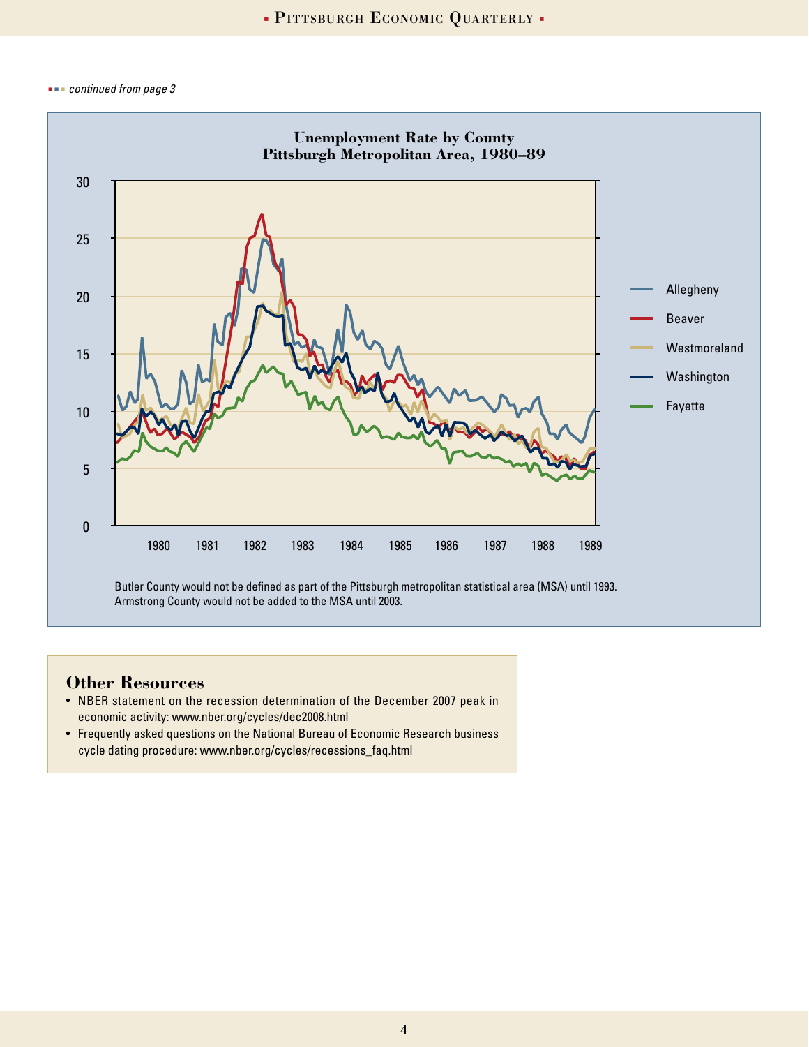*continued from page 3*

**Unemployment Rate by County**
**Pittsburgh Metropolitan Area, 1980–89**

Butler County would not be defined as part of the Pittsburgh metropolitan statistical area (MSA) until 1993. Armstrong County would not be added to the MSA until 2003.

## Other Resources

- NBER statement on the recession determination of the December 2007 peak in economic activity: www.nber.org/cycles/dec2008.html
- Frequently asked questions on the National Bureau of Economic Research business cycle dating procedure: www.nber.org/cycles/recessions_faq.html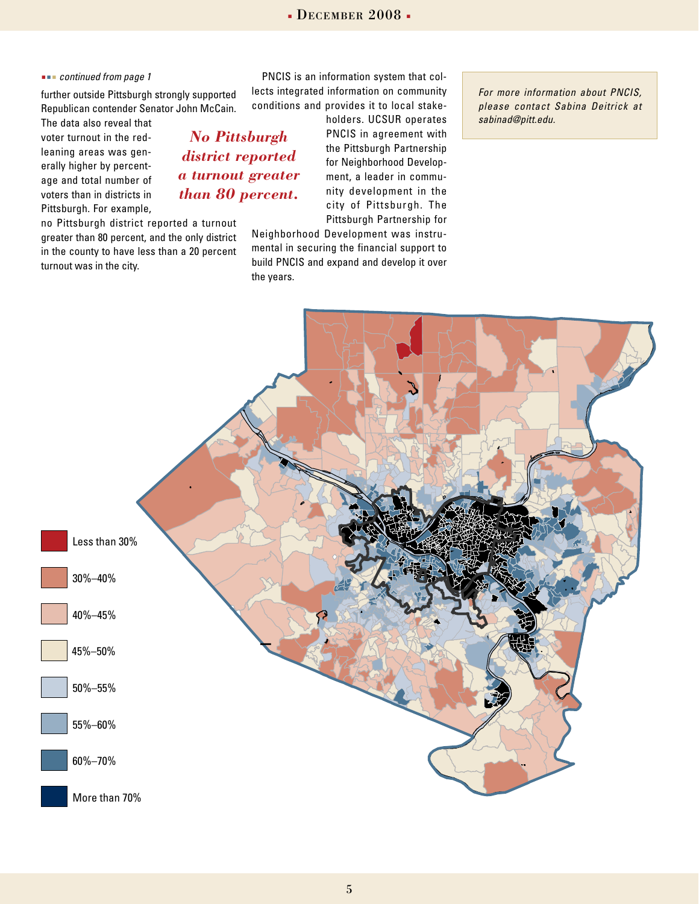*continued from page 1*

further outside Pittsburgh strongly supported Republican contender Senator John McCain. The data also reveal that voter turnout in the red-leaning areas was generally higher by percentage and total number of voters than in districts in Pittsburgh. For example, no Pittsburgh district reported a turnout greater than 80 percent, and the only district in the county to have less than a 20 percent turnout was in the city.

> *No Pittsburgh district reported a turnout greater than 80 percent.*

PNCIS is an information system that collects integrated information on community conditions and provides it to local stakeholders. UCSUR operates PNCIS in agreement with the Pittsburgh Partnership for Neighborhood Development, a leader in community development in the city of Pittsburgh. The Pittsburgh Partnership for Neighborhood Development was instrumental in securing the financial support to build PNCIS and expand and develop it over the years.

*For more information about PNCIS, please contact Sabina Deitrick at sabinad@pitt.edu.*

- Less than 30%
- 30%–40%
- 40%–45%
- 45%–50%
- 50%–55%
- 55%–60%
- 60%–70%
- More than 70%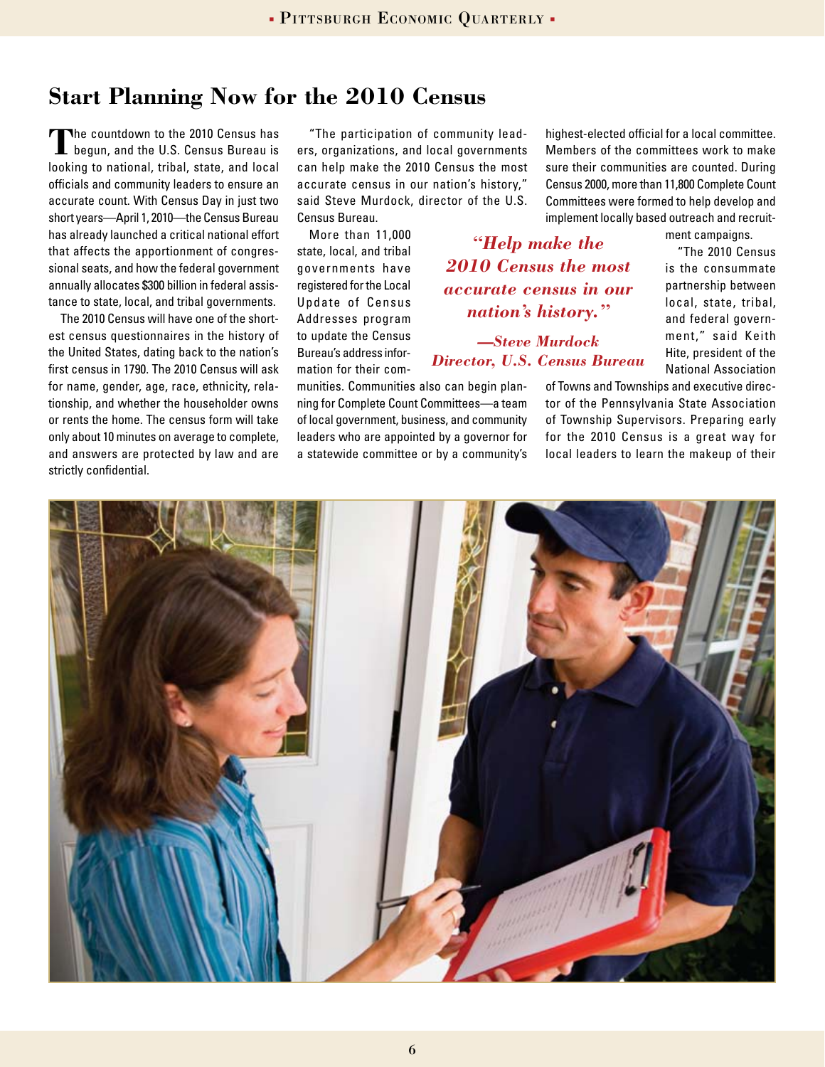## Start Planning Now for the 2010 Census

The countdown to the 2010 Census has begun, and the U.S. Census Bureau is looking to national, tribal, state, and local officials and community leaders to ensure an accurate count. With Census Day in just two short years—April 1, 2010—the Census Bureau has already launched a critical national effort that affects the apportionment of congressional seats, and how the federal government annually allocates $300 billion in federal assistance to state, local, and tribal governments.

The 2010 Census will have one of the shortest census questionnaires in the history of the United States, dating back to the nation's first census in 1790. The 2010 Census will ask for name, gender, age, race, ethnicity, relationship, and whether the householder owns or rents the home. The census form will take only about 10 minutes on average to complete, and answers are protected by law and are strictly confidential.

"The participation of community leaders, organizations, and local governments can help make the 2010 Census the most accurate census in our nation's history," said Steve Murdock, director of the U.S. Census Bureau.

More than 11,000 state, local, and tribal governments have registered for the Local Update of Census Addresses program to update the Census Bureau's address information for their communities. Communities also can begin planning for Complete Count Committees—a team of local government, business, and community leaders who are appointed by a governor for a statewide committee or by a community's highest-elected official for a local committee. Members of the committees work to make sure their communities are counted. During Census 2000, more than 11,800 Complete Count Committees were formed to help develop and implement locally based outreach and recruitment campaigns.

> ***"Help make the 2010 Census the most accurate census in our nation's history."***
>
> ***—Steve Murdock, Director, U.S. Census Bureau***

"The 2010 Census is the consummate partnership between local, state, tribal, and federal government," said Keith Hite, president of the National Association of Towns and Townships and executive director of the Pennsylvania State Association of Township Supervisors. Preparing early for the 2010 Census is a great way for local leaders to learn the makeup of their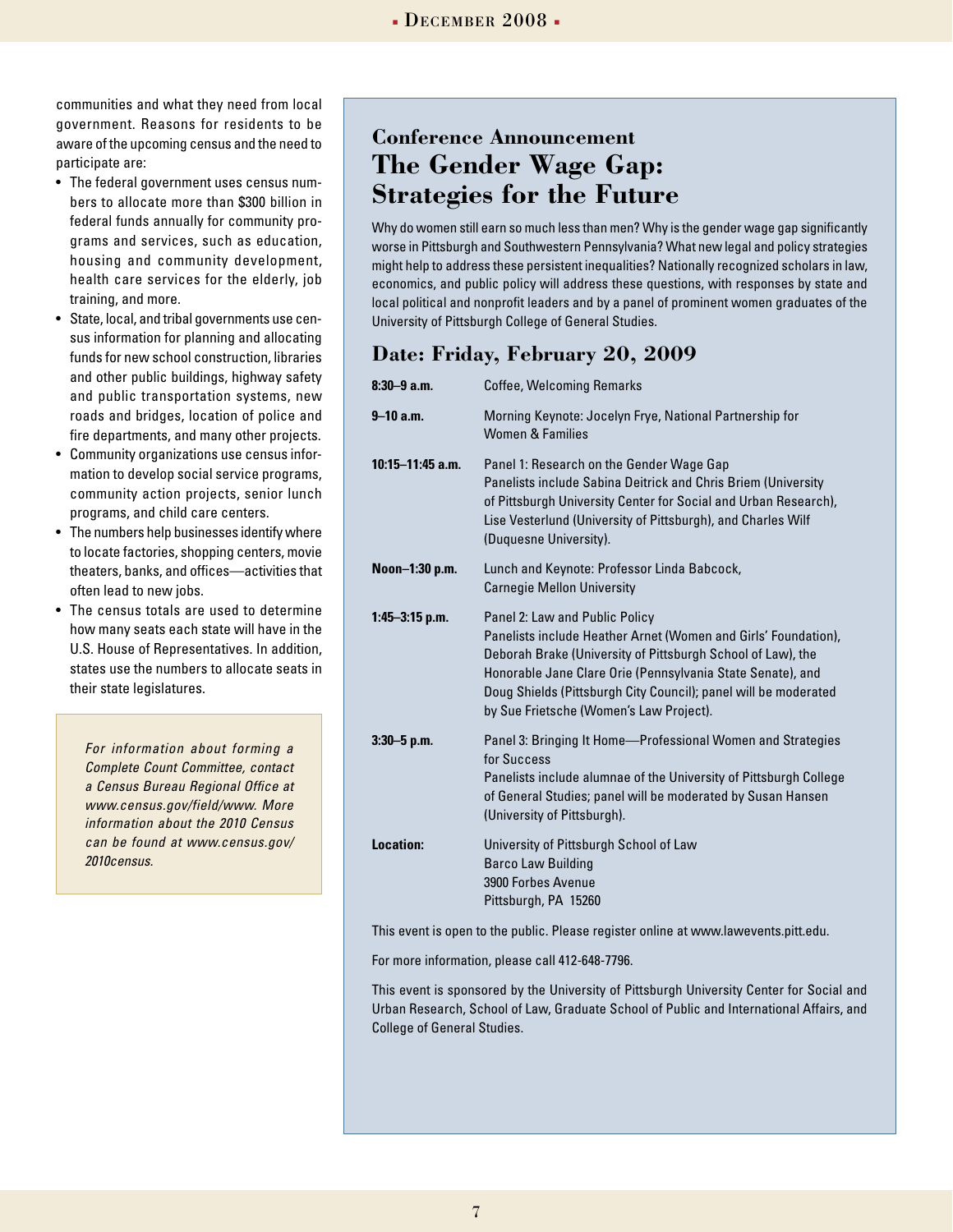communities and what they need from local government. Reasons for residents to be aware of the upcoming census and the need to participate are:

- The federal government uses census numbers to allocate more than $300 billion in federal funds annually for community programs and services, such as education, housing and community development, health care services for the elderly, job training, and more.
- State, local, and tribal governments use census information for planning and allocating funds for new school construction, libraries and other public buildings, highway safety and public transportation systems, new roads and bridges, location of police and fire departments, and many other projects.
- Community organizations use census information to develop social service programs, community action projects, senior lunch programs, and child care centers.
- The numbers help businesses identify where to locate factories, shopping centers, movie theaters, banks, and offices—activities that often lead to new jobs.
- The census totals are used to determine how many seats each state will have in the U.S. House of Representatives. In addition, states use the numbers to allocate seats in their state legislatures.

*For information about forming a Complete Count Committee, contact a Census Bureau Regional Office at www.census.gov/field/www. More information about the 2010 Census can be found at www.census.gov/2010census.*

### Conference Announcement

## The Gender Wage Gap: Strategies for the Future

Why do women still earn so much less than men? Why is the gender wage gap significantly worse in Pittsburgh and Southwestern Pennsylvania? What new legal and policy strategies might help to address these persistent inequalities? Nationally recognized scholars in law, economics, and public policy will address these questions, with responses by state and local political and nonprofit leaders and by a panel of prominent women graduates of the University of Pittsburgh College of General Studies.

### Date: Friday, February 20, 2009

| | |
|---|---|
| **8:30–9 a.m.** | Coffee, Welcoming Remarks |
| **9–10 a.m.** | Morning Keynote: Jocelyn Frye, National Partnership for Women & Families |
| **10:15–11:45 a.m.** | Panel 1: Research on the Gender Wage Gap<br>Panelists include Sabina Deitrick and Chris Briem (University of Pittsburgh University Center for Social and Urban Research), Lise Vesterlund (University of Pittsburgh), and Charles Wilf (Duquesne University). |
| **Noon–1:30 p.m.** | Lunch and Keynote: Professor Linda Babcock, Carnegie Mellon University |
| **1:45–3:15 p.m.** | Panel 2: Law and Public Policy<br>Panelists include Heather Arnet (Women and Girls' Foundation), Deborah Brake (University of Pittsburgh School of Law), the Honorable Jane Clare Orie (Pennsylvania State Senate), and Doug Shields (Pittsburgh City Council); panel will be moderated by Sue Frietsche (Women's Law Project). |
| **3:30–5 p.m.** | Panel 3: Bringing It Home—Professional Women and Strategies for Success<br>Panelists include alumnae of the University of Pittsburgh College of General Studies; panel will be moderated by Susan Hansen (University of Pittsburgh). |
| **Location:** | University of Pittsburgh School of Law<br>Barco Law Building<br>3900 Forbes Avenue<br>Pittsburgh, PA 15260 |

This event is open to the public. Please register online at www.lawevents.pitt.edu.

For more information, please call 412-648-7796.

This event is sponsored by the University of Pittsburgh University Center for Social and Urban Research, School of Law, Graduate School of Public and International Affairs, and College of General Studies.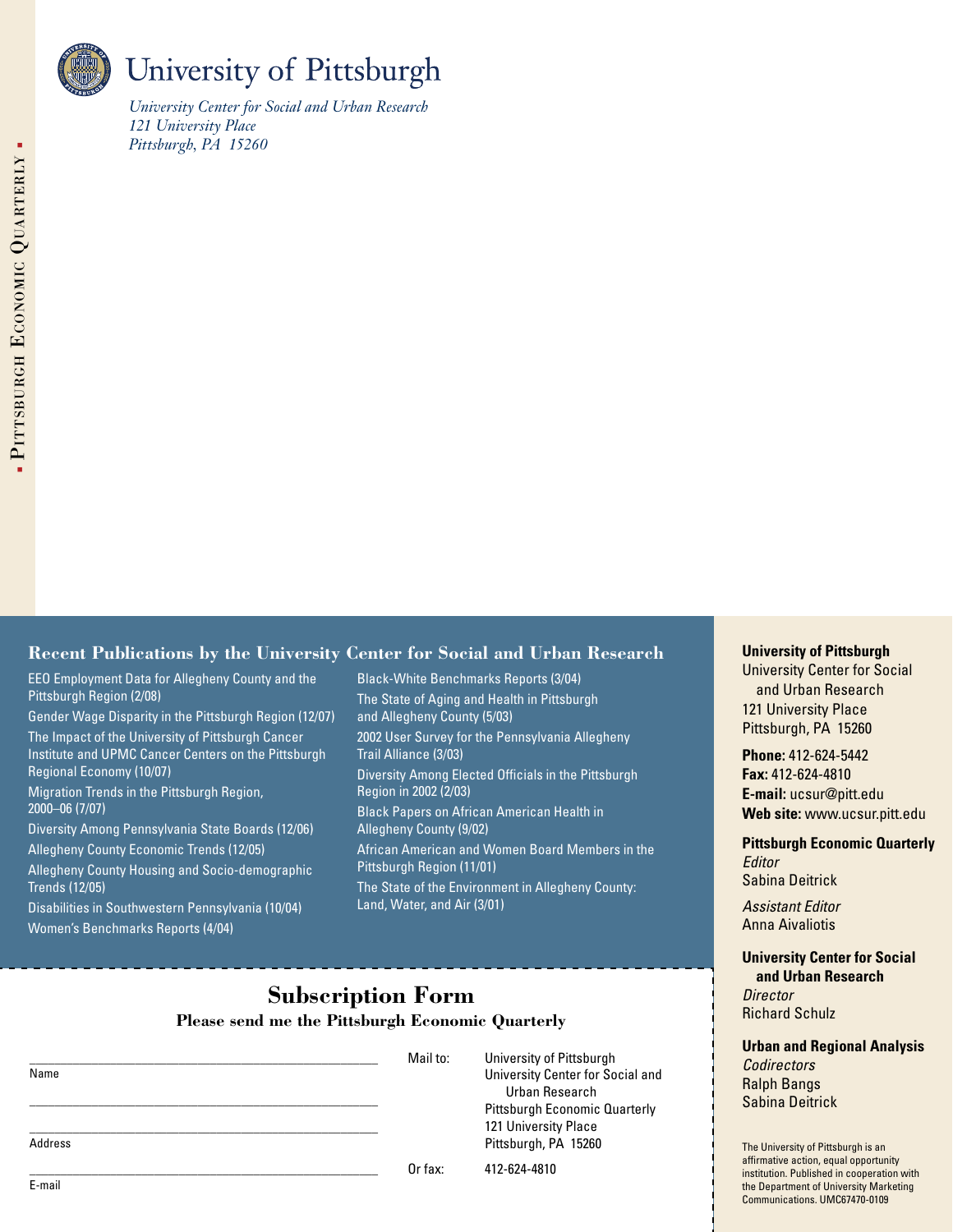# University of Pittsburgh

*University Center for Social and Urban Research*
*121 University Place*
*Pittsburgh, PA 15260*

## Recent Publications by the University Center for Social and Urban Research

- EEO Employment Data for Allegheny County and the Pittsburgh Region (2/08)
- Gender Wage Disparity in the Pittsburgh Region (12/07)
- The Impact of the University of Pittsburgh Cancer Institute and UPMC Cancer Centers on the Pittsburgh Regional Economy (10/07)
- Migration Trends in the Pittsburgh Region, 2000–06 (7/07)
- Diversity Among Pennsylvania State Boards (12/06)
- Allegheny County Economic Trends (12/05)
- Allegheny County Housing and Socio-demographic Trends (12/05)
- Disabilities in Southwestern Pennsylvania (10/04)
- Women's Benchmarks Reports (4/04)
- Black-White Benchmarks Reports (3/04)
- The State of Aging and Health in Pittsburgh and Allegheny County (5/03)
- 2002 User Survey for the Pennsylvania Allegheny Trail Alliance (3/03)
- Diversity Among Elected Officials in the Pittsburgh Region in 2002 (2/03)
- Black Papers on African American Health in Allegheny County (9/02)
- African American and Women Board Members in the Pittsburgh Region (11/01)
- The State of the Environment in Allegheny County: Land, Water, and Air (3/01)

## Subscription Form

**Please send me the Pittsburgh Economic Quarterly**

Name: ____________________

Address: ____________________

E-mail: ____________________

Mail to: University of Pittsburgh
University Center for Social and Urban Research
Pittsburgh Economic Quarterly
121 University Place
Pittsburgh, PA 15260

Or fax: 412-624-4810

**University of Pittsburgh**
University Center for Social and Urban Research
121 University Place
Pittsburgh, PA 15260

**Phone:** 412-624-5442
**Fax:** 412-624-4810
**E-mail:** ucsur@pitt.edu
**Web site:** www.ucsur.pitt.edu

**Pittsburgh Economic Quarterly**
*Editor*
Sabina Deitrick

*Assistant Editor*
Anna Aivaliotis

**University Center for Social and Urban Research**
*Director*
Richard Schulz

**Urban and Regional Analysis**
*Codirectors*
Ralph Bangs
Sabina Deitrick

The University of Pittsburgh is an affirmative action, equal opportunity institution. Published in cooperation with the Department of University Marketing Communications. UMC67470-0109